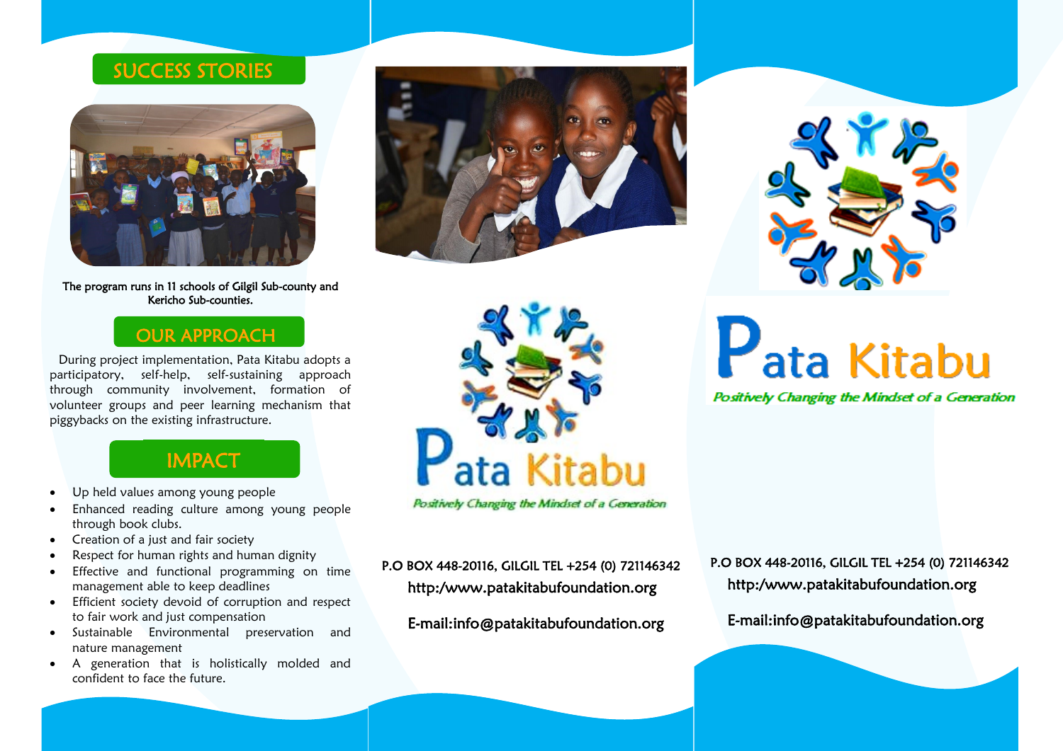## SUCCESS STORIES

The program runs in 11 schools of Gilgil Sub-county and Kericho Sub-counties.

## OUR APPROACH

During project implementation, Pata Kitabu adopts a participatory, self-help, self-sustaining approach through community involvement, formation of volunteer groups and peer learning mechanism that piggybacks on the existing infrastructure.

## IMPACT

- Up held values among young people
- Enhanced reading culture among young people through book clubs.
- Creation of a just and fair society
- Respect for human rights and human dignity
- Effective and functional programming on time management able to keep deadlines
- Efficient society devoid of corruption and respect to fair work and just compensation
- Sustainable Environmental preservation and nature management
- A generation that is holistically molded and confident to face the future.

# Pata Kitabu

*Positively Changing the Mindset of a Generation*

P.O BOX 448-20116, GILGIL TEL +254 (0) 721146342

http:/www.patakitabufoundation.org

E-mail:info@patakitabufoundation.org

# Pata Kitabu

*Positively Changing the Mindset of a Generation*

P.O BOX 448-20116, GILGIL TEL +254 (0) 721146342

http:/www.patakitabufoundation.org

E-mail:info@patakitabufoundation.org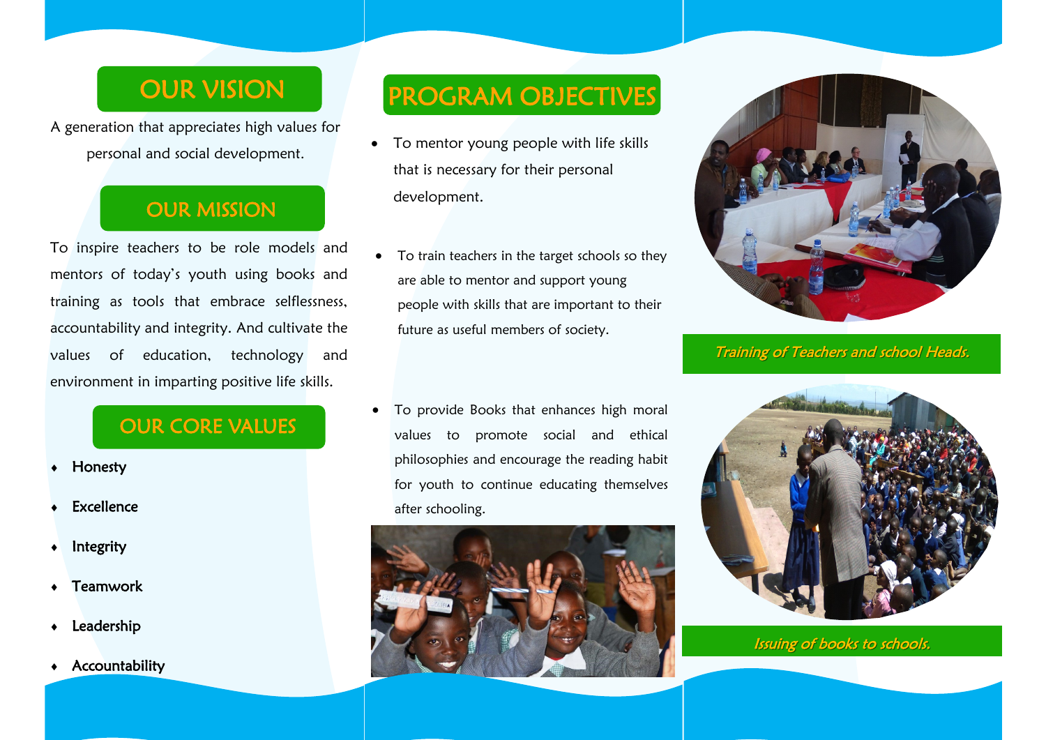## OUR VISION

A generation that appreciates high values for personal and social development.

## OUR MISSION

To inspire teachers to be role models and mentors of today's youth using books and training as tools that embrace selflessness, accountability and integrity. And cultivate the values of education, technology and environment in imparting positive life skills.

## OUR CORE VALUES

- **Honesty**
- **Excellence**
- **Integrity**
- **Teamwork**
- **Leadership**
- **Accountability**

## PROGRAM OBJECTIVES

- To mentor young people with life skills that is necessary for their personal development.
- To train teachers in the target schools so they are able to mentor and support young people with skills that are important to their future as useful members of society.
- To provide Books that enhances high moral values to promote social and ethical philosophies and encourage the reading habit for youth to continue educating themselves after schooling.

*Training of Teachers and school Heads.*

*Issuing of books to schools.*